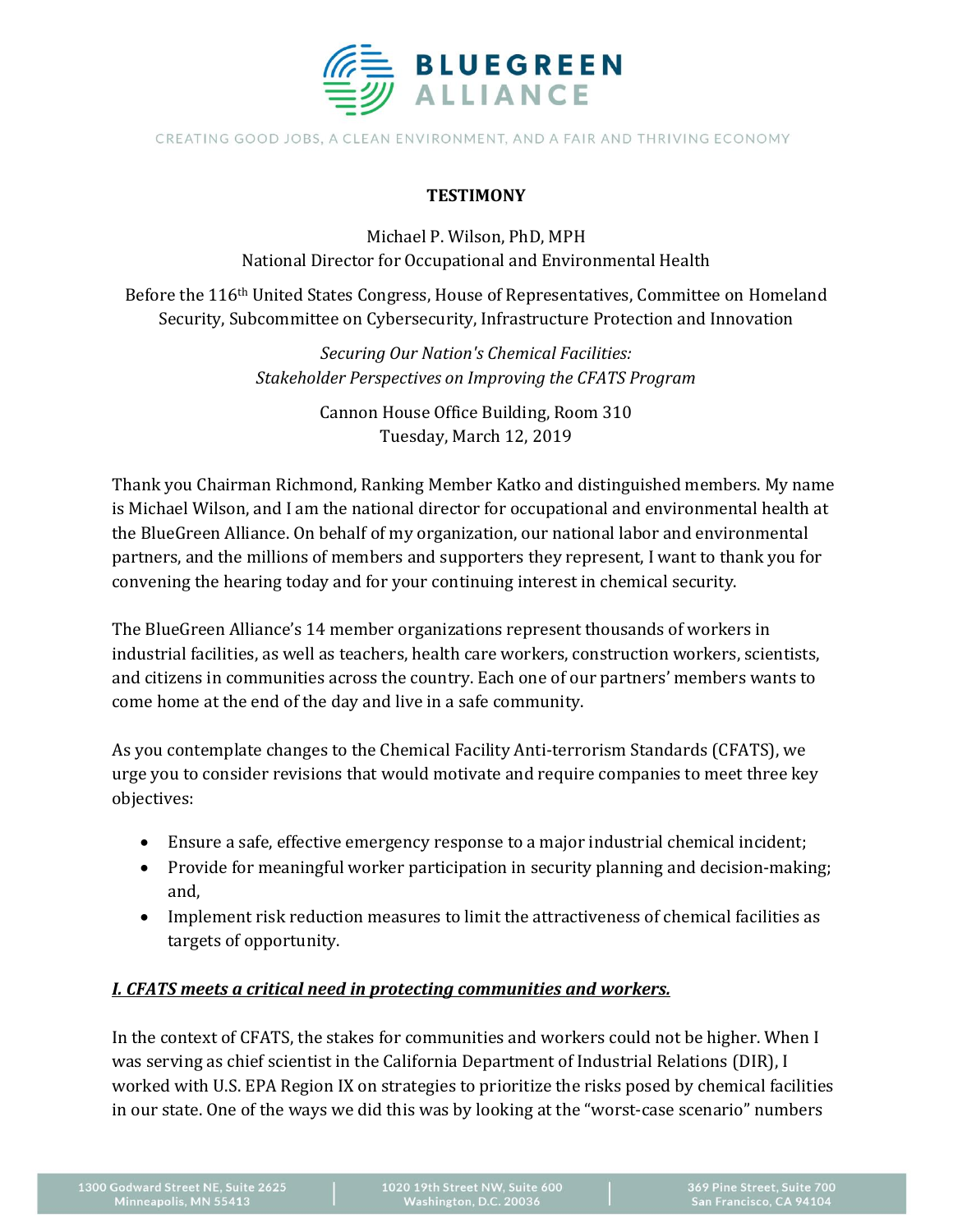BLUEGREEN ALLIANCE

CREATING GOOD JOBS, A CLEAN ENVIRONMENT, AND A FAIR AND THRIVING ECONOMY

**TESTIMONY**

Michael P. Wilson, PhD, MPH
National Director for Occupational and Environmental Health

Before the 116th United States Congress, House of Representatives, Committee on Homeland Security, Subcommittee on Cybersecurity, Infrastructure Protection and Innovation

*Securing Our Nation's Chemical Facilities:*
*Stakeholder Perspectives on Improving the CFATS Program*

Cannon House Office Building, Room 310
Tuesday, March 12, 2019

Thank you Chairman Richmond, Ranking Member Katko and distinguished members. My name is Michael Wilson, and I am the national director for occupational and environmental health at the BlueGreen Alliance. On behalf of my organization, our national labor and environmental partners, and the millions of members and supporters they represent, I want to thank you for convening the hearing today and for your continuing interest in chemical security.

The BlueGreen Alliance's 14 member organizations represent thousands of workers in industrial facilities, as well as teachers, health care workers, construction workers, scientists, and citizens in communities across the country. Each one of our partners' members wants to come home at the end of the day and live in a safe community.

As you contemplate changes to the Chemical Facility Anti-terrorism Standards (CFATS), we urge you to consider revisions that would motivate and require companies to meet three key objectives:

- Ensure a safe, effective emergency response to a major industrial chemical incident;
- Provide for meaningful worker participation in security planning and decision-making; and,
- Implement risk reduction measures to limit the attractiveness of chemical facilities as targets of opportunity.

## ***I. CFATS meets a critical need in protecting communities and workers.***

In the context of CFATS, the stakes for communities and workers could not be higher. When I was serving as chief scientist in the California Department of Industrial Relations (DIR), I worked with U.S. EPA Region IX on strategies to prioritize the risks posed by chemical facilities in our state. One of the ways we did this was by looking at the "worst-case scenario" numbers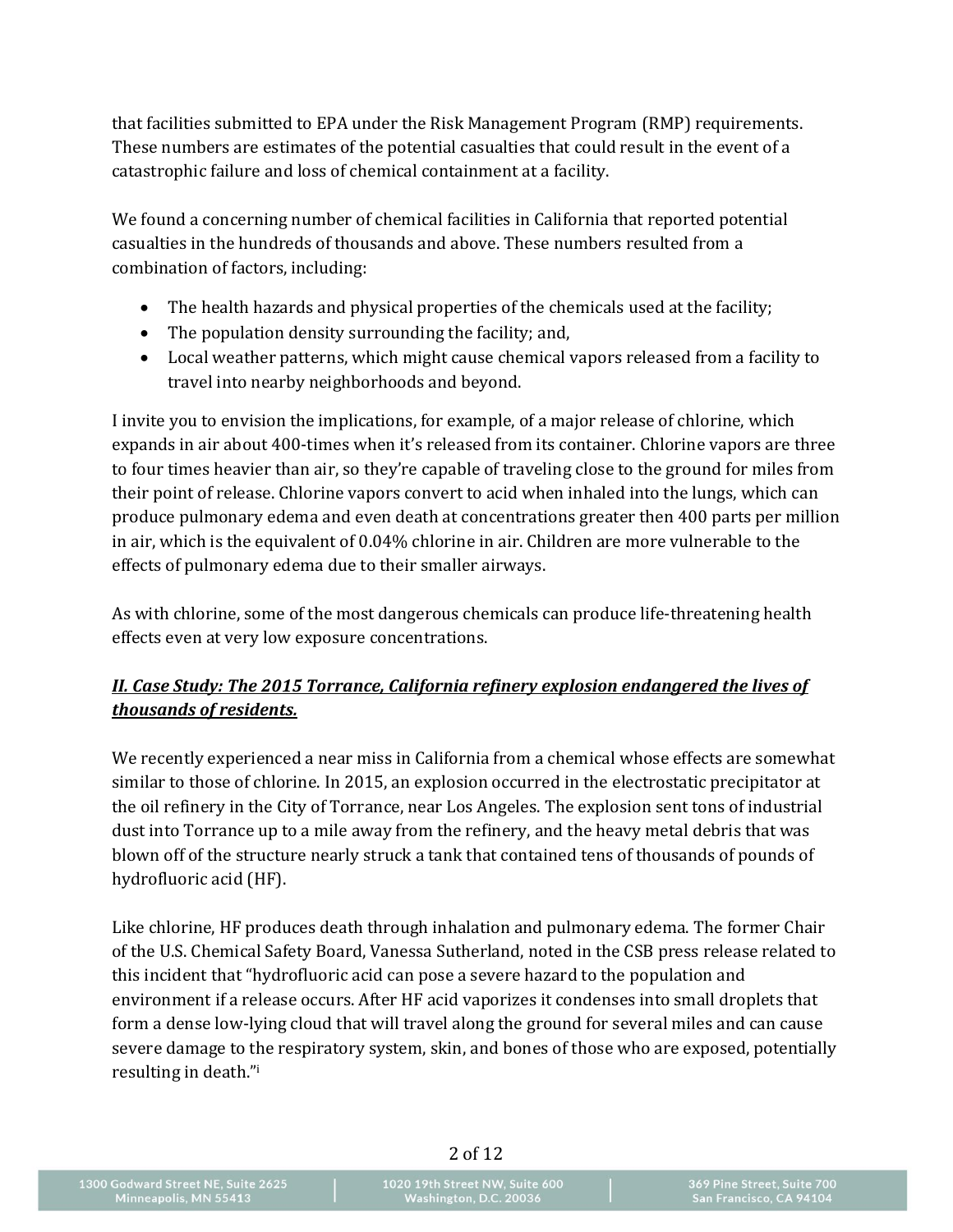that facilities submitted to EPA under the Risk Management Program (RMP) requirements. These numbers are estimates of the potential casualties that could result in the event of a catastrophic failure and loss of chemical containment at a facility.

We found a concerning number of chemical facilities in California that reported potential casualties in the hundreds of thousands and above. These numbers resulted from a combination of factors, including:

- The health hazards and physical properties of the chemicals used at the facility;
- The population density surrounding the facility; and,
- Local weather patterns, which might cause chemical vapors released from a facility to travel into nearby neighborhoods and beyond.

I invite you to envision the implications, for example, of a major release of chlorine, which expands in air about 400-times when it's released from its container. Chlorine vapors are three to four times heavier than air, so they're capable of traveling close to the ground for miles from their point of release. Chlorine vapors convert to acid when inhaled into the lungs, which can produce pulmonary edema and even death at concentrations greater then 400 parts per million in air, which is the equivalent of 0.04% chlorine in air. Children are more vulnerable to the effects of pulmonary edema due to their smaller airways.

As with chlorine, some of the most dangerous chemicals can produce life-threatening health effects even at very low exposure concentrations.

***II. Case Study: The 2015 Torrance, California refinery explosion endangered the lives of thousands of residents.***

We recently experienced a near miss in California from a chemical whose effects are somewhat similar to those of chlorine. In 2015, an explosion occurred in the electrostatic precipitator at the oil refinery in the City of Torrance, near Los Angeles. The explosion sent tons of industrial dust into Torrance up to a mile away from the refinery, and the heavy metal debris that was blown off of the structure nearly struck a tank that contained tens of thousands of pounds of hydrofluoric acid (HF).

Like chlorine, HF produces death through inhalation and pulmonary edema. The former Chair of the U.S. Chemical Safety Board, Vanessa Sutherland, noted in the CSB press release related to this incident that "hydrofluoric acid can pose a severe hazard to the population and environment if a release occurs. After HF acid vaporizes it condenses into small droplets that form a dense low-lying cloud that will travel along the ground for several miles and can cause severe damage to the respiratory system, skin, and bones of those who are exposed, potentially resulting in death."[i]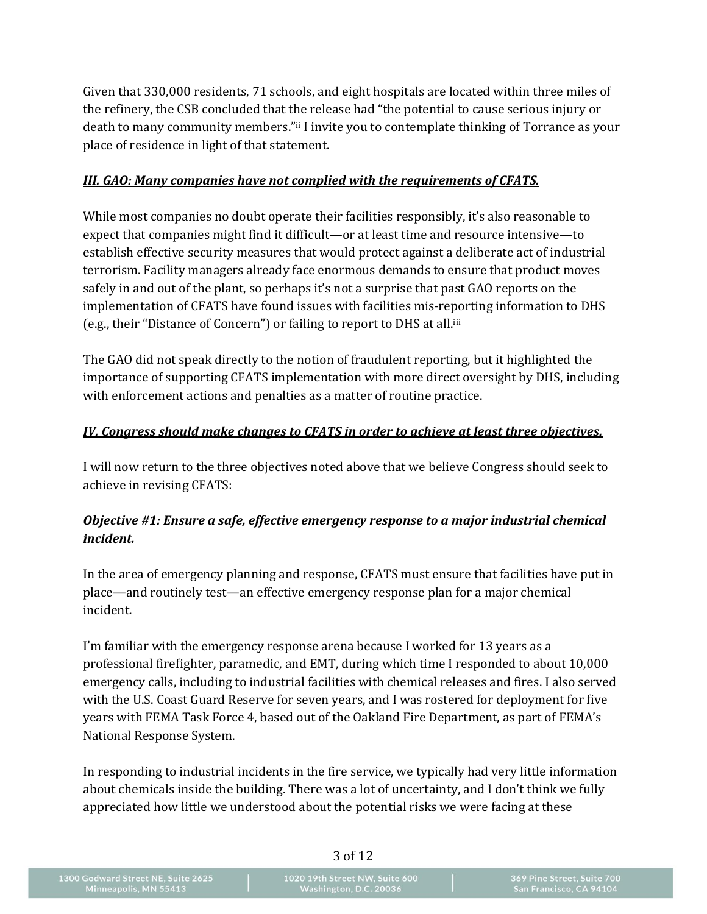Given that 330,000 residents, 71 schools, and eight hospitals are located within three miles of the refinery, the CSB concluded that the release had "the potential to cause serious injury or death to many community members."[ii] I invite you to contemplate thinking of Torrance as your place of residence in light of that statement.

***III. GAO: Many companies have not complied with the requirements of CFATS.***

While most companies no doubt operate their facilities responsibly, it's also reasonable to expect that companies might find it difficult—or at least time and resource intensive—to establish effective security measures that would protect against a deliberate act of industrial terrorism. Facility managers already face enormous demands to ensure that product moves safely in and out of the plant, so perhaps it's not a surprise that past GAO reports on the implementation of CFATS have found issues with facilities mis-reporting information to DHS (e.g., their "Distance of Concern") or failing to report to DHS at all.[iii]

The GAO did not speak directly to the notion of fraudulent reporting, but it highlighted the importance of supporting CFATS implementation with more direct oversight by DHS, including with enforcement actions and penalties as a matter of routine practice.

***IV. Congress should make changes to CFATS in order to achieve at least three objectives.***

I will now return to the three objectives noted above that we believe Congress should seek to achieve in revising CFATS:

***Objective #1: Ensure a safe, effective emergency response to a major industrial chemical incident.***

In the area of emergency planning and response, CFATS must ensure that facilities have put in place—and routinely test—an effective emergency response plan for a major chemical incident.

I'm familiar with the emergency response arena because I worked for 13 years as a professional firefighter, paramedic, and EMT, during which time I responded to about 10,000 emergency calls, including to industrial facilities with chemical releases and fires. I also served with the U.S. Coast Guard Reserve for seven years, and I was rostered for deployment for five years with FEMA Task Force 4, based out of the Oakland Fire Department, as part of FEMA's National Response System.

In responding to industrial incidents in the fire service, we typically had very little information about chemicals inside the building. There was a lot of uncertainty, and I don't think we fully appreciated how little we understood about the potential risks we were facing at these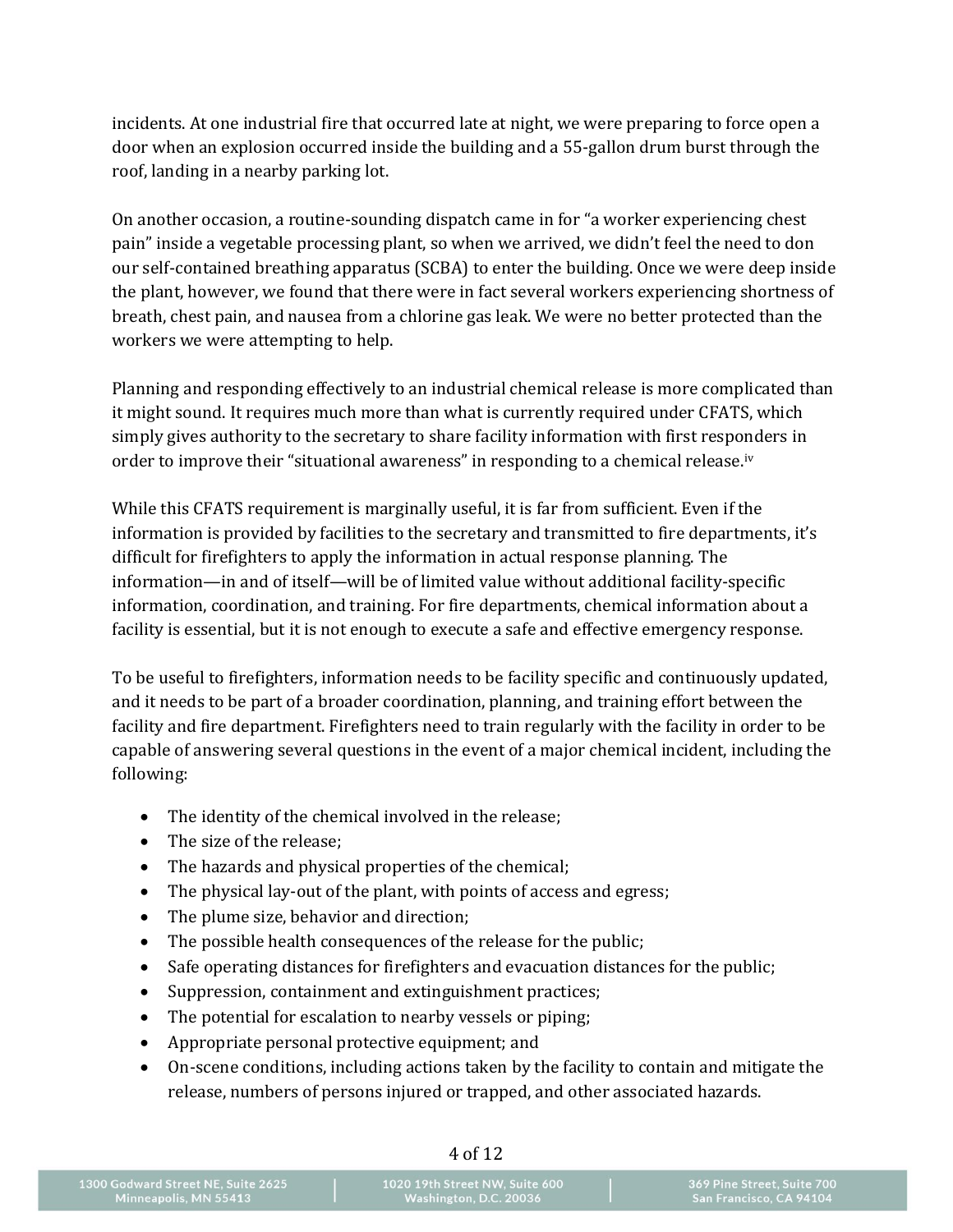incidents. At one industrial fire that occurred late at night, we were preparing to force open a door when an explosion occurred inside the building and a 55-gallon drum burst through the roof, landing in a nearby parking lot.

On another occasion, a routine-sounding dispatch came in for "a worker experiencing chest pain" inside a vegetable processing plant, so when we arrived, we didn't feel the need to don our self-contained breathing apparatus (SCBA) to enter the building. Once we were deep inside the plant, however, we found that there were in fact several workers experiencing shortness of breath, chest pain, and nausea from a chlorine gas leak. We were no better protected than the workers we were attempting to help.

Planning and responding effectively to an industrial chemical release is more complicated than it might sound. It requires much more than what is currently required under CFATS, which simply gives authority to the secretary to share facility information with first responders in order to improve their "situational awareness" in responding to a chemical release.[iv]

While this CFATS requirement is marginally useful, it is far from sufficient. Even if the information is provided by facilities to the secretary and transmitted to fire departments, it's difficult for firefighters to apply the information in actual response planning. The information—in and of itself—will be of limited value without additional facility-specific information, coordination, and training. For fire departments, chemical information about a facility is essential, but it is not enough to execute a safe and effective emergency response.

To be useful to firefighters, information needs to be facility specific and continuously updated, and it needs to be part of a broader coordination, planning, and training effort between the facility and fire department. Firefighters need to train regularly with the facility in order to be capable of answering several questions in the event of a major chemical incident, including the following:

- The identity of the chemical involved in the release;
- The size of the release;
- The hazards and physical properties of the chemical;
- The physical lay-out of the plant, with points of access and egress;
- The plume size, behavior and direction;
- The possible health consequences of the release for the public;
- Safe operating distances for firefighters and evacuation distances for the public;
- Suppression, containment and extinguishment practices;
- The potential for escalation to nearby vessels or piping;
- Appropriate personal protective equipment; and
- On-scene conditions, including actions taken by the facility to contain and mitigate the release, numbers of persons injured or trapped, and other associated hazards.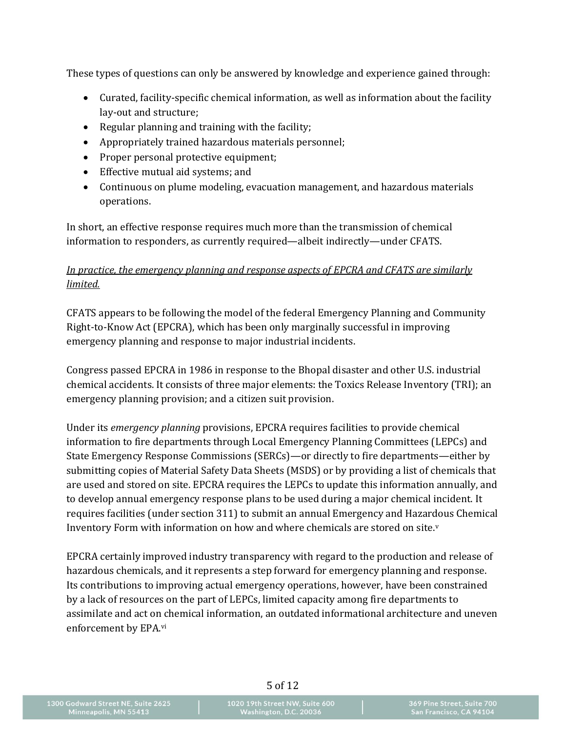These types of questions can only be answered by knowledge and experience gained through:

- Curated, facility-specific chemical information, as well as information about the facility lay-out and structure;
- Regular planning and training with the facility;
- Appropriately trained hazardous materials personnel;
- Proper personal protective equipment;
- Effective mutual aid systems; and
- Continuous on plume modeling, evacuation management, and hazardous materials operations.

In short, an effective response requires much more than the transmission of chemical information to responders, as currently required—albeit indirectly—under CFATS.

*In practice, the emergency planning and response aspects of EPCRA and CFATS are similarly limited.*

CFATS appears to be following the model of the federal Emergency Planning and Community Right-to-Know Act (EPCRA), which has been only marginally successful in improving emergency planning and response to major industrial incidents.

Congress passed EPCRA in 1986 in response to the Bhopal disaster and other U.S. industrial chemical accidents. It consists of three major elements: the Toxics Release Inventory (TRI); an emergency planning provision; and a citizen suit provision.

Under its *emergency planning* provisions, EPCRA requires facilities to provide chemical information to fire departments through Local Emergency Planning Committees (LEPCs) and State Emergency Response Commissions (SERCs)—or directly to fire departments—either by submitting copies of Material Safety Data Sheets (MSDS) or by providing a list of chemicals that are used and stored on site. EPCRA requires the LEPCs to update this information annually, and to develop annual emergency response plans to be used during a major chemical incident. It requires facilities (under section 311) to submit an annual Emergency and Hazardous Chemical Inventory Form with information on how and where chemicals are stored on site.[v]

EPCRA certainly improved industry transparency with regard to the production and release of hazardous chemicals, and it represents a step forward for emergency planning and response. Its contributions to improving actual emergency operations, however, have been constrained by a lack of resources on the part of LEPCs, limited capacity among fire departments to assimilate and act on chemical information, an outdated informational architecture and uneven enforcement by EPA.[vi]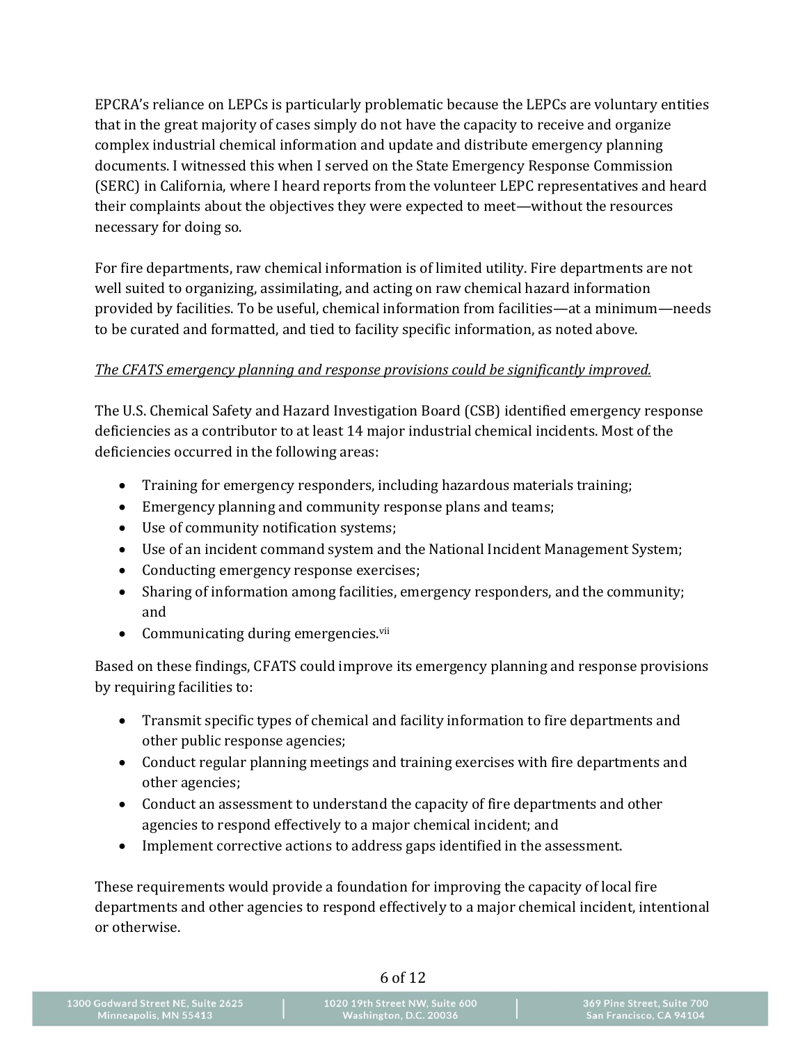EPCRA's reliance on LEPCs is particularly problematic because the LEPCs are voluntary entities that in the great majority of cases simply do not have the capacity to receive and organize complex industrial chemical information and update and distribute emergency planning documents. I witnessed this when I served on the State Emergency Response Commission (SERC) in California, where I heard reports from the volunteer LEPC representatives and heard their complaints about the objectives they were expected to meet—without the resources necessary for doing so.

For fire departments, raw chemical information is of limited utility. Fire departments are not well suited to organizing, assimilating, and acting on raw chemical hazard information provided by facilities. To be useful, chemical information from facilities—at a minimum—needs to be curated and formatted, and tied to facility specific information, as noted above.

*The CFATS emergency planning and response provisions could be significantly improved.*

The U.S. Chemical Safety and Hazard Investigation Board (CSB) identified emergency response deficiencies as a contributor to at least 14 major industrial chemical incidents. Most of the deficiencies occurred in the following areas:

- Training for emergency responders, including hazardous materials training;
- Emergency planning and community response plans and teams;
- Use of community notification systems;
- Use of an incident command system and the National Incident Management System;
- Conducting emergency response exercises;
- Sharing of information among facilities, emergency responders, and the community; and
- Communicating during emergencies.[vii]

Based on these findings, CFATS could improve its emergency planning and response provisions by requiring facilities to:

- Transmit specific types of chemical and facility information to fire departments and other public response agencies;
- Conduct regular planning meetings and training exercises with fire departments and other agencies;
- Conduct an assessment to understand the capacity of fire departments and other agencies to respond effectively to a major chemical incident; and
- Implement corrective actions to address gaps identified in the assessment.

These requirements would provide a foundation for improving the capacity of local fire departments and other agencies to respond effectively to a major chemical incident, intentional or otherwise.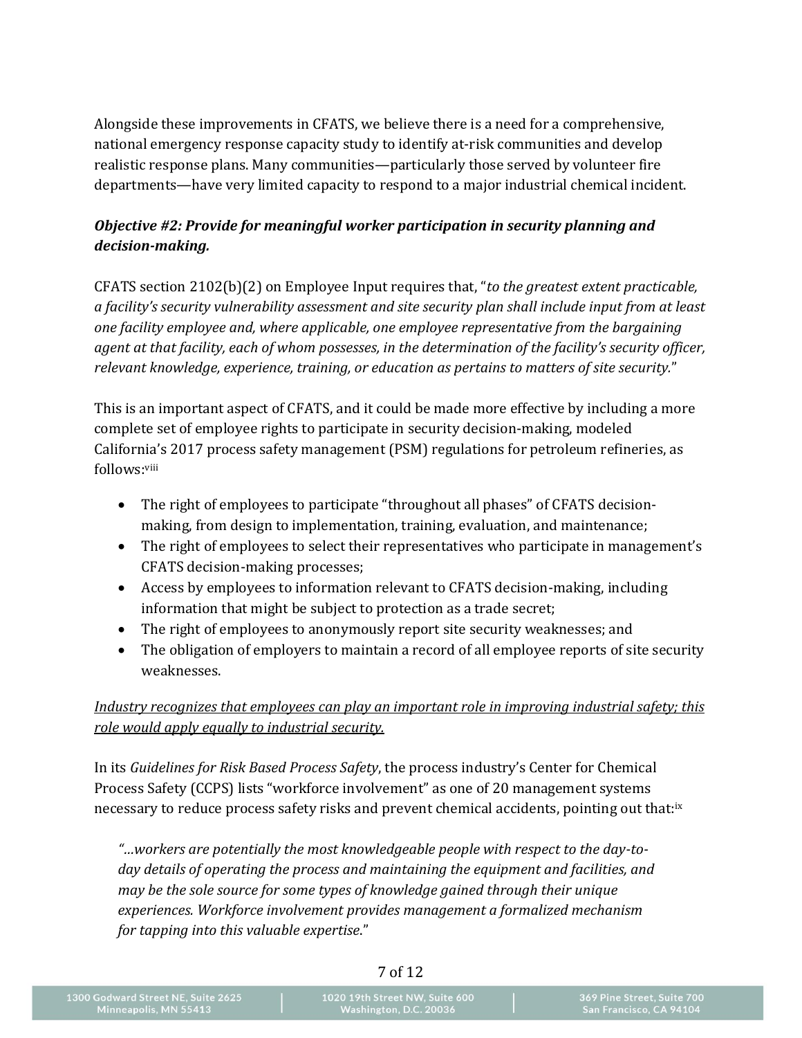Alongside these improvements in CFATS, we believe there is a need for a comprehensive, national emergency response capacity study to identify at-risk communities and develop realistic response plans. Many communities—particularly those served by volunteer fire departments—have very limited capacity to respond to a major industrial chemical incident.

***Objective #2: Provide for meaningful worker participation in security planning and decision-making.***

CFATS section 2102(b)(2) on Employee Input requires that, "*to the greatest extent practicable, a facility's security vulnerability assessment and site security plan shall include input from at least one facility employee and, where applicable, one employee representative from the bargaining agent at that facility, each of whom possesses, in the determination of the facility's security officer, relevant knowledge, experience, training, or education as pertains to matters of site security.*"

This is an important aspect of CFATS, and it could be made more effective by including a more complete set of employee rights to participate in security decision-making, modeled California's 2017 process safety management (PSM) regulations for petroleum refineries, as follows:[viii]

- The right of employees to participate "throughout all phases" of CFATS decision-making, from design to implementation, training, evaluation, and maintenance;
- The right of employees to select their representatives who participate in management's CFATS decision-making processes;
- Access by employees to information relevant to CFATS decision-making, including information that might be subject to protection as a trade secret;
- The right of employees to anonymously report site security weaknesses; and
- The obligation of employers to maintain a record of all employee reports of site security weaknesses.

<u>Industry recognizes that employees can play an important role in improving industrial safety; this role would apply equally to industrial security.</u>

In its *Guidelines for Risk Based Process Safety*, the process industry's Center for Chemical Process Safety (CCPS) lists "workforce involvement" as one of 20 management systems necessary to reduce process safety risks and prevent chemical accidents, pointing out that:[ix]

> "*...workers are potentially the most knowledgeable people with respect to the day-to-day details of operating the process and maintaining the equipment and facilities, and may be the sole source for some types of knowledge gained through their unique experiences. Workforce involvement provides management a formalized mechanism for tapping into this valuable expertise*."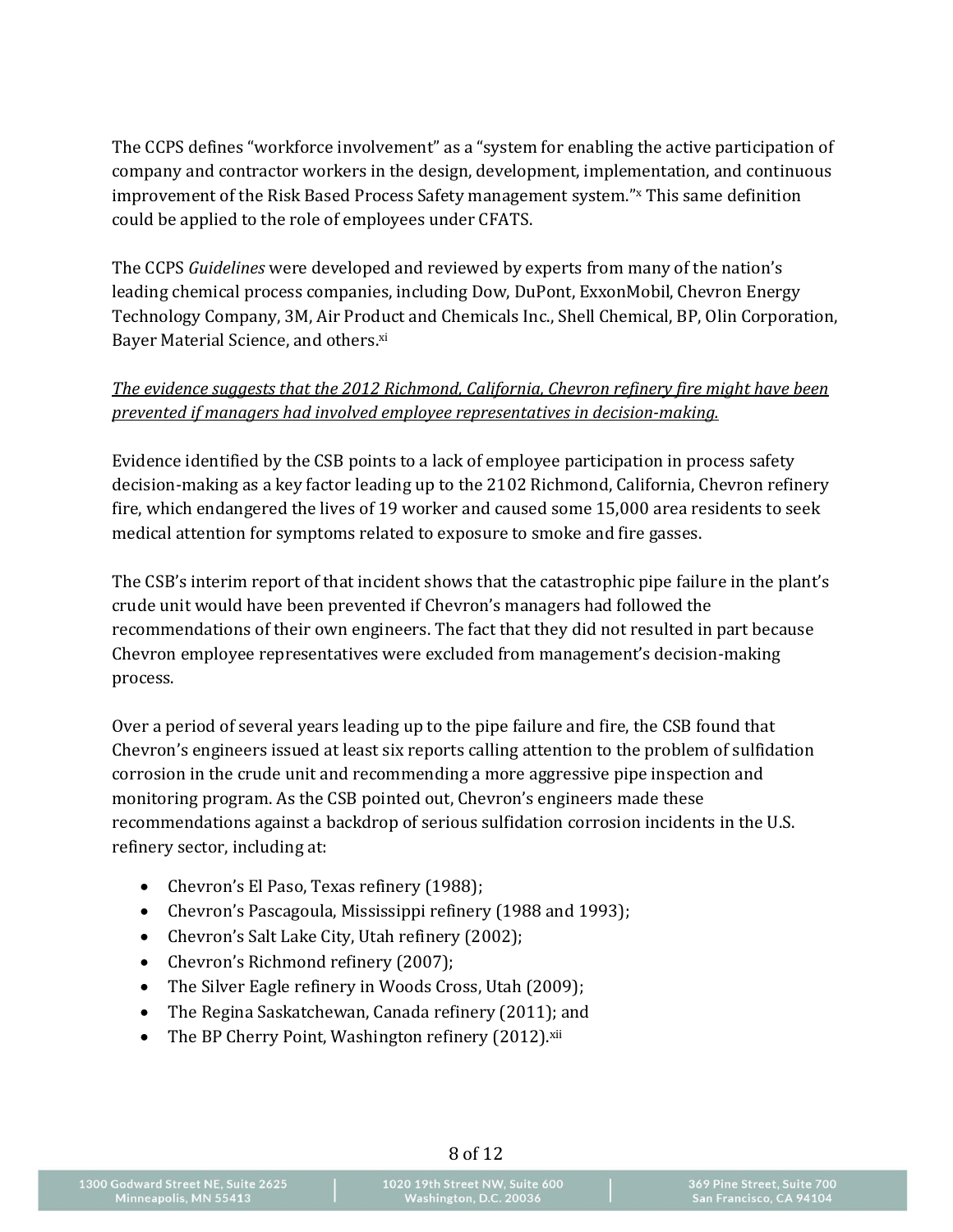The CCPS defines "workforce involvement" as a "system for enabling the active participation of company and contractor workers in the design, development, implementation, and continuous improvement of the Risk Based Process Safety management system."[x] This same definition could be applied to the role of employees under CFATS.

The CCPS *Guidelines* were developed and reviewed by experts from many of the nation's leading chemical process companies, including Dow, DuPont, ExxonMobil, Chevron Energy Technology Company, 3M, Air Product and Chemicals Inc., Shell Chemical, BP, Olin Corporation, Bayer Material Science, and others.[xi]

*The evidence suggests that the 2012 Richmond, California, Chevron refinery fire might have been prevented if managers had involved employee representatives in decision-making.*

Evidence identified by the CSB points to a lack of employee participation in process safety decision-making as a key factor leading up to the 2102 Richmond, California, Chevron refinery fire, which endangered the lives of 19 worker and caused some 15,000 area residents to seek medical attention for symptoms related to exposure to smoke and fire gasses.

The CSB's interim report of that incident shows that the catastrophic pipe failure in the plant's crude unit would have been prevented if Chevron's managers had followed the recommendations of their own engineers. The fact that they did not resulted in part because Chevron employee representatives were excluded from management's decision-making process.

Over a period of several years leading up to the pipe failure and fire, the CSB found that Chevron's engineers issued at least six reports calling attention to the problem of sulfidation corrosion in the crude unit and recommending a more aggressive pipe inspection and monitoring program. As the CSB pointed out, Chevron's engineers made these recommendations against a backdrop of serious sulfidation corrosion incidents in the U.S. refinery sector, including at:

- Chevron's El Paso, Texas refinery (1988);
- Chevron's Pascagoula, Mississippi refinery (1988 and 1993);
- Chevron's Salt Lake City, Utah refinery (2002);
- Chevron's Richmond refinery (2007);
- The Silver Eagle refinery in Woods Cross, Utah (2009);
- The Regina Saskatchewan, Canada refinery (2011); and
- The BP Cherry Point, Washington refinery (2012).[xii]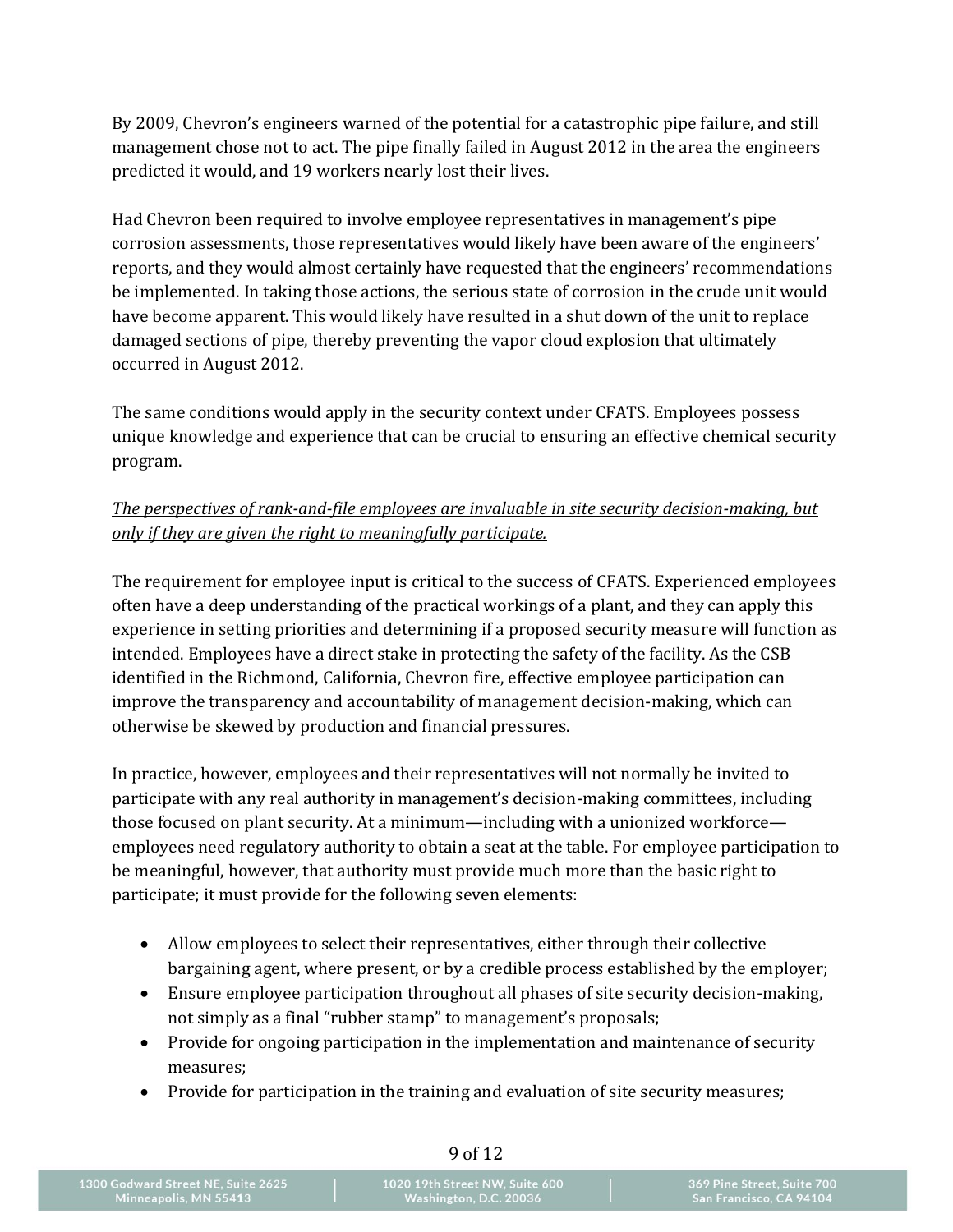By 2009, Chevron's engineers warned of the potential for a catastrophic pipe failure, and still management chose not to act. The pipe finally failed in August 2012 in the area the engineers predicted it would, and 19 workers nearly lost their lives.

Had Chevron been required to involve employee representatives in management's pipe corrosion assessments, those representatives would likely have been aware of the engineers' reports, and they would almost certainly have requested that the engineers' recommendations be implemented. In taking those actions, the serious state of corrosion in the crude unit would have become apparent. This would likely have resulted in a shut down of the unit to replace damaged sections of pipe, thereby preventing the vapor cloud explosion that ultimately occurred in August 2012.

The same conditions would apply in the security context under CFATS. Employees possess unique knowledge and experience that can be crucial to ensuring an effective chemical security program.

*<u>The perspectives of rank-and-file employees are invaluable in site security decision-making, but only if they are given the right to meaningfully participate.</u>*

The requirement for employee input is critical to the success of CFATS. Experienced employees often have a deep understanding of the practical workings of a plant, and they can apply this experience in setting priorities and determining if a proposed security measure will function as intended. Employees have a direct stake in protecting the safety of the facility. As the CSB identified in the Richmond, California, Chevron fire, effective employee participation can improve the transparency and accountability of management decision-making, which can otherwise be skewed by production and financial pressures.

In practice, however, employees and their representatives will not normally be invited to participate with any real authority in management's decision-making committees, including those focused on plant security. At a minimum—including with a unionized workforce—employees need regulatory authority to obtain a seat at the table. For employee participation to be meaningful, however, that authority must provide much more than the basic right to participate; it must provide for the following seven elements:

- Allow employees to select their representatives, either through their collective bargaining agent, where present, or by a credible process established by the employer;
- Ensure employee participation throughout all phases of site security decision-making, not simply as a final "rubber stamp" to management's proposals;
- Provide for ongoing participation in the implementation and maintenance of security measures;
- Provide for participation in the training and evaluation of site security measures;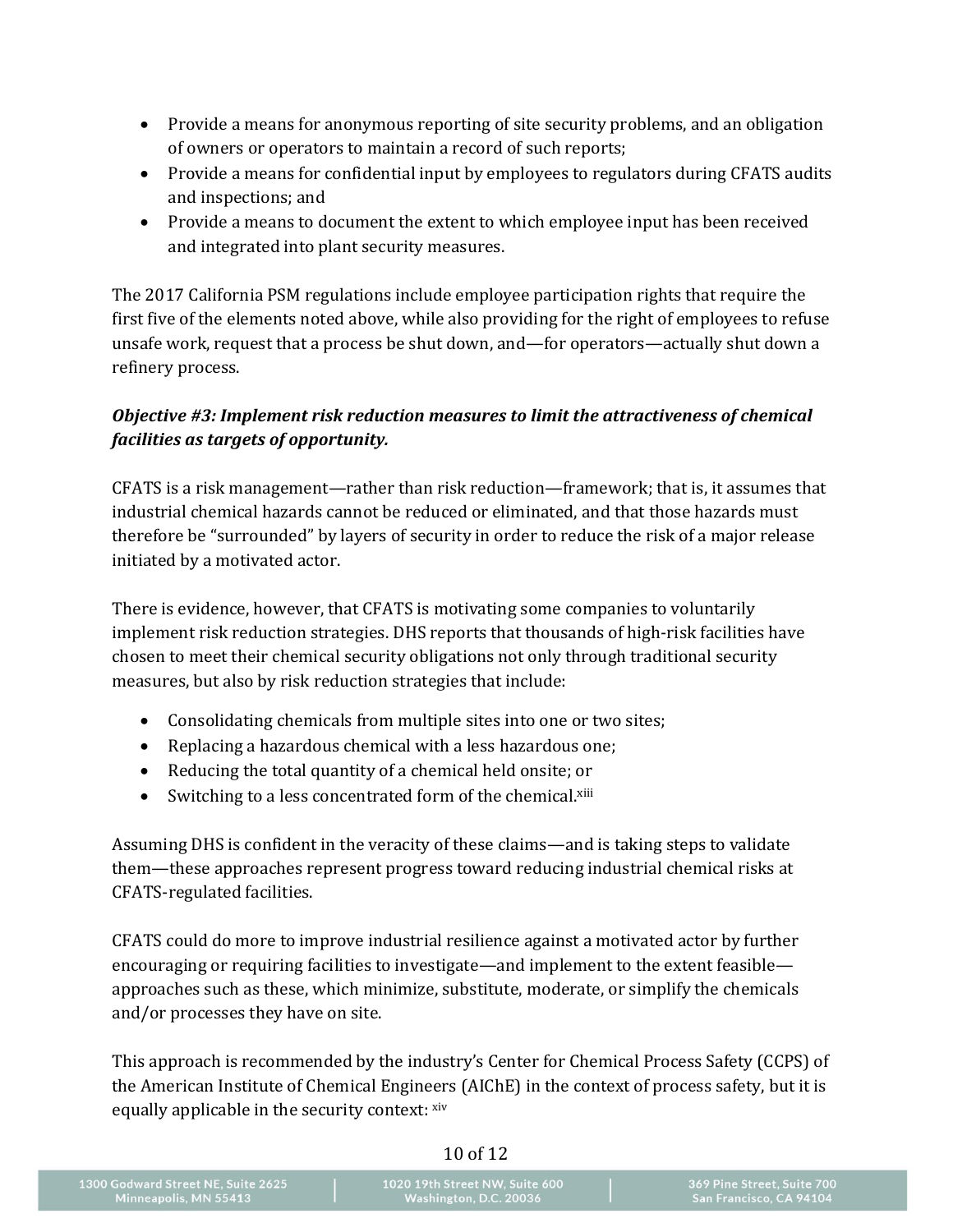- Provide a means for anonymous reporting of site security problems, and an obligation of owners or operators to maintain a record of such reports;
- Provide a means for confidential input by employees to regulators during CFATS audits and inspections; and
- Provide a means to document the extent to which employee input has been received and integrated into plant security measures.

The 2017 California PSM regulations include employee participation rights that require the first five of the elements noted above, while also providing for the right of employees to refuse unsafe work, request that a process be shut down, and—for operators—actually shut down a refinery process.

***Objective #3: Implement risk reduction measures to limit the attractiveness of chemical facilities as targets of opportunity.***

CFATS is a risk management—rather than risk reduction—framework; that is, it assumes that industrial chemical hazards cannot be reduced or eliminated, and that those hazards must therefore be "surrounded" by layers of security in order to reduce the risk of a major release initiated by a motivated actor.

There is evidence, however, that CFATS is motivating some companies to voluntarily implement risk reduction strategies. DHS reports that thousands of high-risk facilities have chosen to meet their chemical security obligations not only through traditional security measures, but also by risk reduction strategies that include:

- Consolidating chemicals from multiple sites into one or two sites;
- Replacing a hazardous chemical with a less hazardous one;
- Reducing the total quantity of a chemical held onsite; or
- Switching to a less concentrated form of the chemical.[xiii]

Assuming DHS is confident in the veracity of these claims—and is taking steps to validate them—these approaches represent progress toward reducing industrial chemical risks at CFATS-regulated facilities.

CFATS could do more to improve industrial resilience against a motivated actor by further encouraging or requiring facilities to investigate—and implement to the extent feasible—approaches such as these, which minimize, substitute, moderate, or simplify the chemicals and/or processes they have on site.

This approach is recommended by the industry's Center for Chemical Process Safety (CCPS) of the American Institute of Chemical Engineers (AIChE) in the context of process safety, but it is equally applicable in the security context: [xiv]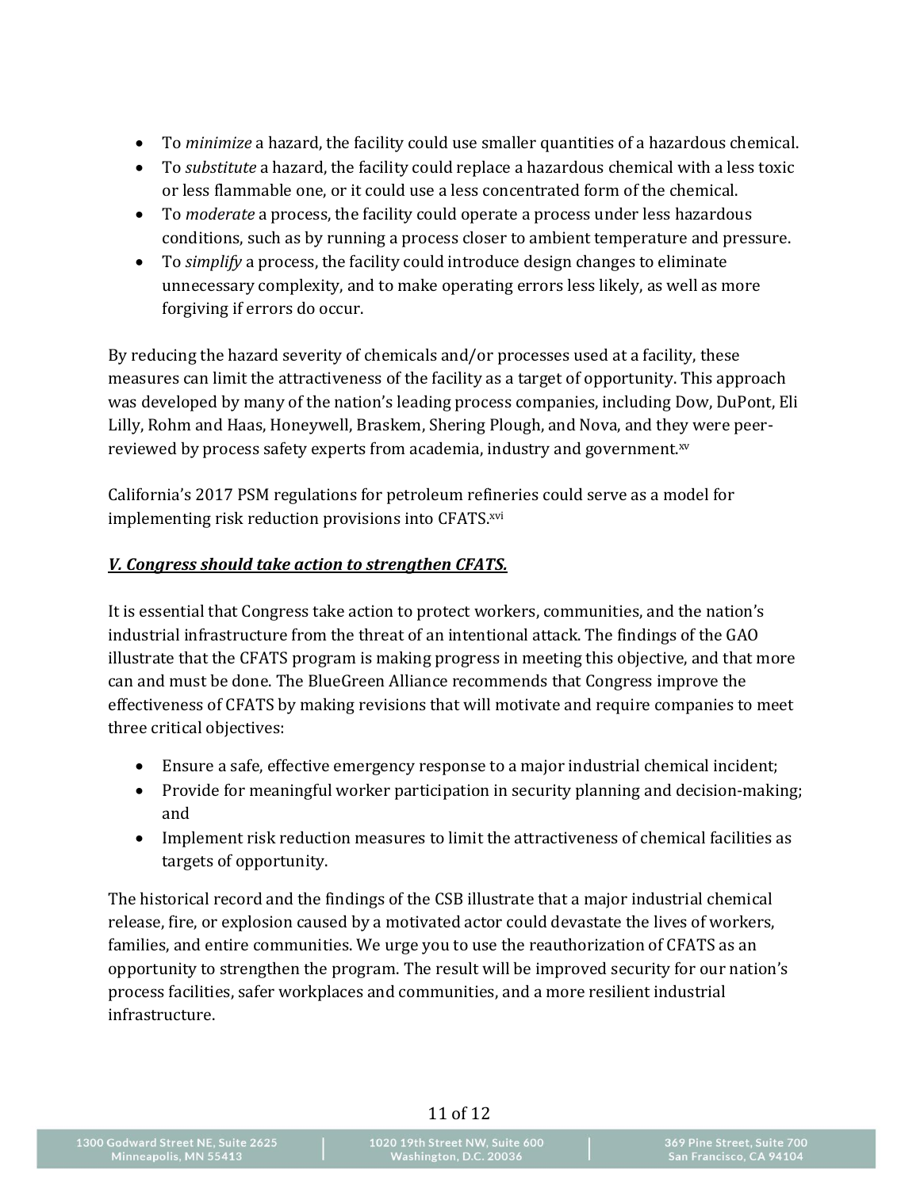- To *minimize* a hazard, the facility could use smaller quantities of a hazardous chemical.
- To *substitute* a hazard, the facility could replace a hazardous chemical with a less toxic or less flammable one, or it could use a less concentrated form of the chemical.
- To *moderate* a process, the facility could operate a process under less hazardous conditions, such as by running a process closer to ambient temperature and pressure.
- To *simplify* a process, the facility could introduce design changes to eliminate unnecessary complexity, and to make operating errors less likely, as well as more forgiving if errors do occur.

By reducing the hazard severity of chemicals and/or processes used at a facility, these measures can limit the attractiveness of the facility as a target of opportunity. This approach was developed by many of the nation's leading process companies, including Dow, DuPont, Eli Lilly, Rohm and Haas, Honeywell, Braskem, Shering Plough, and Nova, and they were peer-reviewed by process safety experts from academia, industry and government.[xv]

California's 2017 PSM regulations for petroleum refineries could serve as a model for implementing risk reduction provisions into CFATS.[xvi]

### ***V. Congress should take action to strengthen CFATS.***

It is essential that Congress take action to protect workers, communities, and the nation's industrial infrastructure from the threat of an intentional attack. The findings of the GAO illustrate that the CFATS program is making progress in meeting this objective, and that more can and must be done. The BlueGreen Alliance recommends that Congress improve the effectiveness of CFATS by making revisions that will motivate and require companies to meet three critical objectives:

- Ensure a safe, effective emergency response to a major industrial chemical incident;
- Provide for meaningful worker participation in security planning and decision-making; and
- Implement risk reduction measures to limit the attractiveness of chemical facilities as targets of opportunity.

The historical record and the findings of the CSB illustrate that a major industrial chemical release, fire, or explosion caused by a motivated actor could devastate the lives of workers, families, and entire communities. We urge you to use the reauthorization of CFATS as an opportunity to strengthen the program. The result will be improved security for our nation's process facilities, safer workplaces and communities, and a more resilient industrial infrastructure.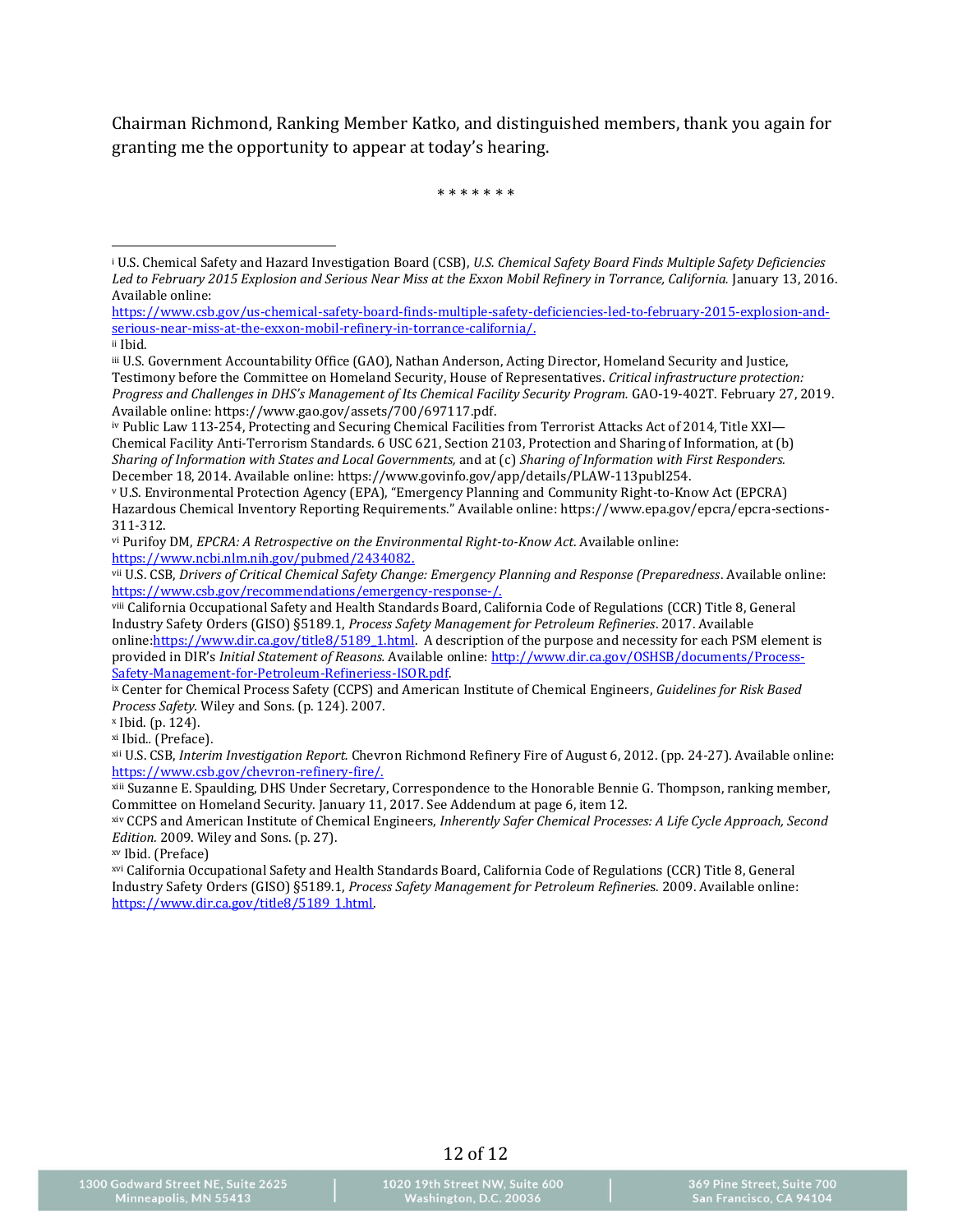Chairman Richmond, Ranking Member Katko, and distinguished members, thank you again for granting me the opportunity to appear at today's hearing.

\* \* \* \* \* \* \*

---

[i] U.S. Chemical Safety and Hazard Investigation Board (CSB), *U.S. Chemical Safety Board Finds Multiple Safety Deficiencies Led to February 2015 Explosion and Serious Near Miss at the Exxon Mobil Refinery in Torrance, California.* January 13, 2016. Available online: https://www.csb.gov/us-chemical-safety-board-finds-multiple-safety-deficiencies-led-to-february-2015-explosion-and-serious-near-miss-at-the-exxon-mobil-refinery-in-torrance-california/.

[ii] Ibid.

[iii] U.S. Government Accountability Office (GAO), Nathan Anderson, Acting Director, Homeland Security and Justice, Testimony before the Committee on Homeland Security, House of Representatives. *Critical infrastructure protection: Progress and Challenges in DHS's Management of Its Chemical Facility Security Program.* GAO-19-402T. February 27, 2019. Available online: https://www.gao.gov/assets/700/697117.pdf.

[iv] Public Law 113-254, Protecting and Securing Chemical Facilities from Terrorist Attacks Act of 2014, Title XXI—Chemical Facility Anti-Terrorism Standards. 6 USC 621, Section 2103, Protection and Sharing of Information, at (b) *Sharing of Information with States and Local Governments,* and at (c) *Sharing of Information with First Responders.* December 18, 2014. Available online: https://www.govinfo.gov/app/details/PLAW-113publ254.

[v] U.S. Environmental Protection Agency (EPA), "Emergency Planning and Community Right-to-Know Act (EPCRA) Hazardous Chemical Inventory Reporting Requirements." Available online: https://www.epa.gov/epcra/epcra-sections-311-312.

[vi] Purifoy DM, *EPCRA: A Retrospective on the Environmental Right-to-Know Act*. Available online: https://www.ncbi.nlm.nih.gov/pubmed/2434082.

[vii] U.S. CSB, *Drivers of Critical Chemical Safety Change: Emergency Planning and Response (Preparedness*. Available online: https://www.csb.gov/recommendations/emergency-response-/.

[viii] California Occupational Safety and Health Standards Board, California Code of Regulations (CCR) Title 8, General Industry Safety Orders (GISO) §5189.1, *Process Safety Management for Petroleum Refineries*. 2017. Available online:https://www.dir.ca.gov/title8/5189_1.html. A description of the purpose and necessity for each PSM element is provided in DIR's *Initial Statement of Reasons*. Available online: http://www.dir.ca.gov/OSHSB/documents/Process-Safety-Management-for-Petroleum-Refineriess-ISOR.pdf.

[ix] Center for Chemical Process Safety (CCPS) and American Institute of Chemical Engineers, *Guidelines for Risk Based Process Safety.* Wiley and Sons. (p. 124). 2007.

[x] Ibid. (p. 124).

[xi] Ibid.. (Preface).

[xii] U.S. CSB, *Interim Investigation Report.* Chevron Richmond Refinery Fire of August 6, 2012. (pp. 24-27). Available online: https://www.csb.gov/chevron-refinery-fire/.

[xiii] Suzanne E. Spaulding, DHS Under Secretary, Correspondence to the Honorable Bennie G. Thompson, ranking member, Committee on Homeland Security. January 11, 2017. See Addendum at page 6, item 12.

[xiv] CCPS and American Institute of Chemical Engineers, *Inherently Safer Chemical Processes: A Life Cycle Approach, Second Edition.* 2009. Wiley and Sons. (p. 27).

[xv] Ibid. (Preface)

[xvi] California Occupational Safety and Health Standards Board, California Code of Regulations (CCR) Title 8, General Industry Safety Orders (GISO) §5189.1, *Process Safety Management for Petroleum Refineries*. 2009. Available online: https://www.dir.ca.gov/title8/5189_1.html.